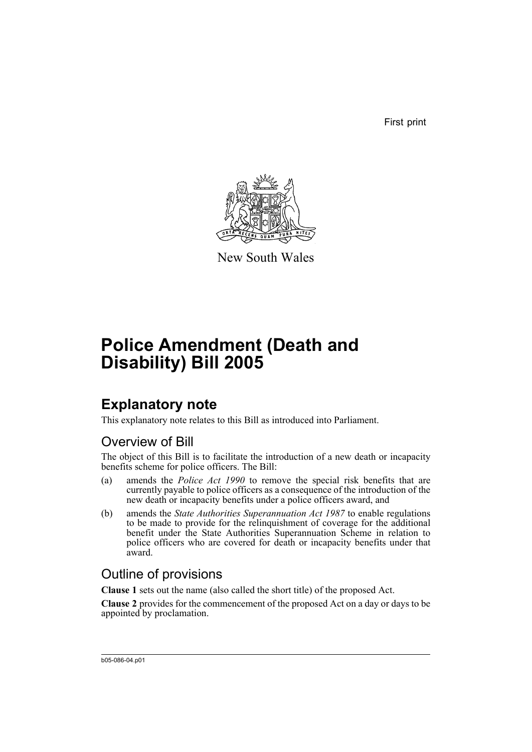First print

New South Wales

# Police Amendment (Death and Disability) Bill 2005

## Explanatory note

This explanatory note relates to this Bill as introduced into Parliament.

### Overview of Bill

The object of this Bill is to facilitate the introduction of a new death or incapacity benefits scheme for police officers. The Bill:

(a) amends the *Police Act 1990* to remove the special risk benefits that are currently payable to police officers as a consequence of the introduction of the new death or incapacity benefits under a police officers award, and

(b) amends the *State Authorities Superannuation Act 1987* to enable regulations to be made to provide for the relinquishment of coverage for the additional benefit under the State Authorities Superannuation Scheme in relation to police officers who are covered for death or incapacity benefits under that award.

### Outline of provisions

**Clause 1** sets out the name (also called the short title) of the proposed Act.

**Clause 2** provides for the commencement of the proposed Act on a day or days to be appointed by proclamation.

b05-086-04.p01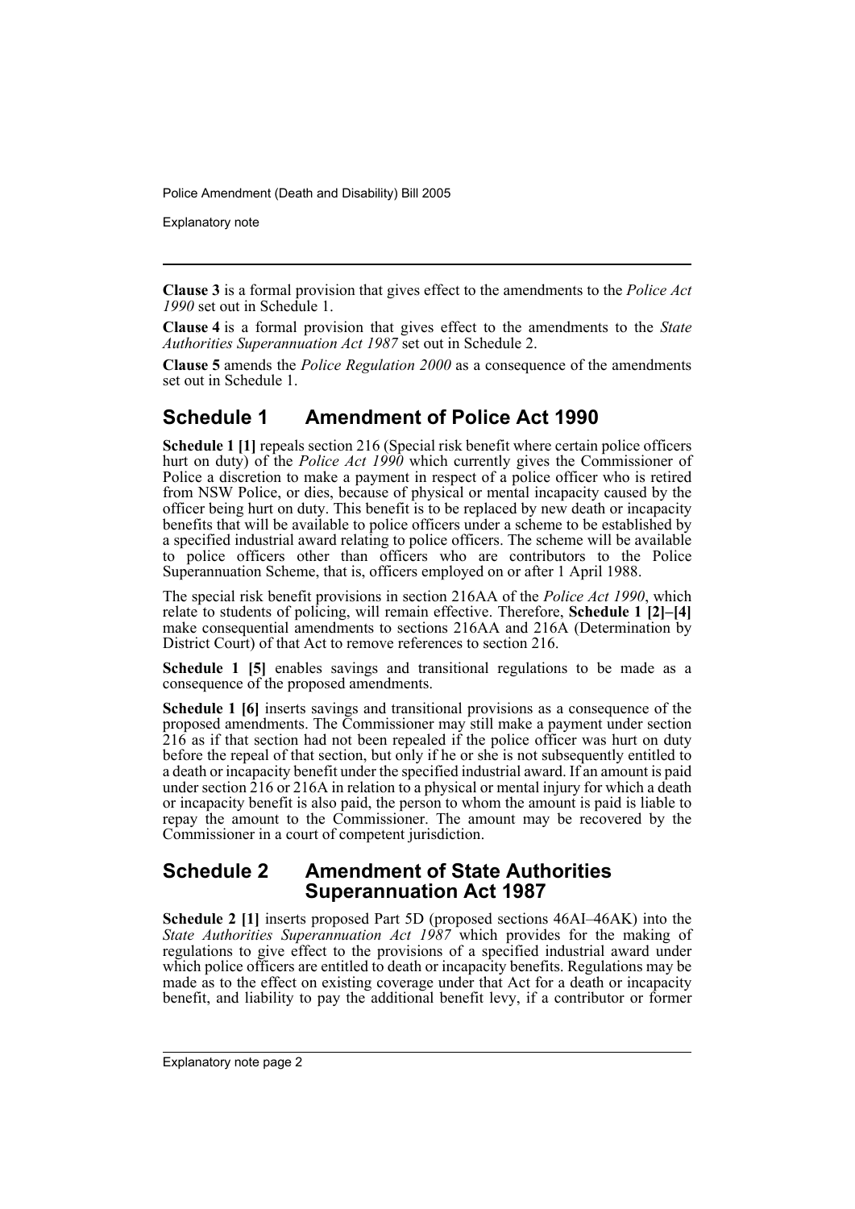**Clause 3** is a formal provision that gives effect to the amendments to the *Police Act 1990* set out in Schedule 1.

**Clause 4** is a formal provision that gives effect to the amendments to the *State Authorities Superannuation Act 1987* set out in Schedule 2.

**Clause 5** amends the *Police Regulation 2000* as a consequence of the amendments set out in Schedule 1.

## Schedule 1 Amendment of Police Act 1990

**Schedule 1 [1]** repeals section 216 (Special risk benefit where certain police officers hurt on duty) of the *Police Act 1990* which currently gives the Commissioner of Police a discretion to make a payment in respect of a police officer who is retired from NSW Police, or dies, because of physical or mental incapacity caused by the officer being hurt on duty. This benefit is to be replaced by new death or incapacity benefits that will be available to police officers under a scheme to be established by a specified industrial award relating to police officers. The scheme will be available to police officers other than officers who are contributors to the Police Superannuation Scheme, that is, officers employed on or after 1 April 1988.

The special risk benefit provisions in section 216AA of the *Police Act 1990*, which relate to students of policing, will remain effective. Therefore, **Schedule 1 [2]–[4]** make consequential amendments to sections 216AA and 216A (Determination by District Court) of that Act to remove references to section 216.

**Schedule 1 [5]** enables savings and transitional regulations to be made as a consequence of the proposed amendments.

**Schedule 1 [6]** inserts savings and transitional provisions as a consequence of the proposed amendments. The Commissioner may still make a payment under section 216 as if that section had not been repealed if the police officer was hurt on duty before the repeal of that section, but only if he or she is not subsequently entitled to a death or incapacity benefit under the specified industrial award. If an amount is paid under section 216 or 216A in relation to a physical or mental injury for which a death or incapacity benefit is also paid, the person to whom the amount is paid is liable to repay the amount to the Commissioner. The amount may be recovered by the Commissioner in a court of competent jurisdiction.

## Schedule 2 Amendment of State Authorities Superannuation Act 1987

**Schedule 2 [1]** inserts proposed Part 5D (proposed sections 46AI–46AK) into the *State Authorities Superannuation Act 1987* which provides for the making of regulations to give effect to the provisions of a specified industrial award under which police officers are entitled to death or incapacity benefits. Regulations may be made as to the effect on existing coverage under that Act for a death or incapacity benefit, and liability to pay the additional benefit levy, if a contributor or former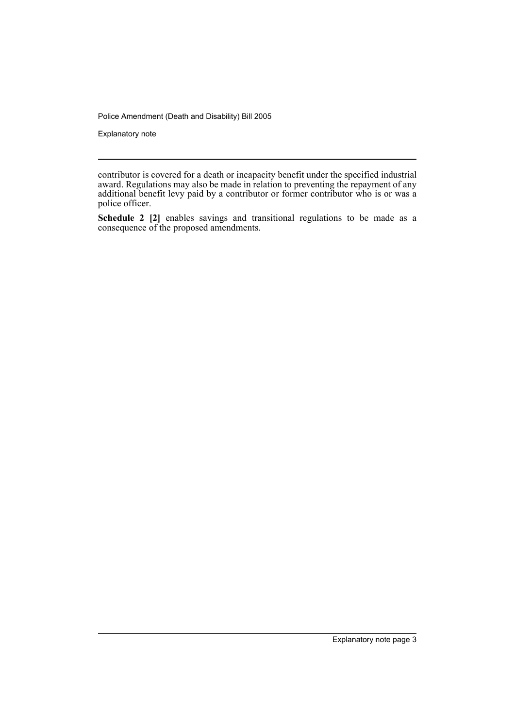contributor is covered for a death or incapacity benefit under the specified industrial award. Regulations may also be made in relation to preventing the repayment of any additional benefit levy paid by a contributor or former contributor who is or was a police officer.

**Schedule 2 [2]** enables savings and transitional regulations to be made as a consequence of the proposed amendments.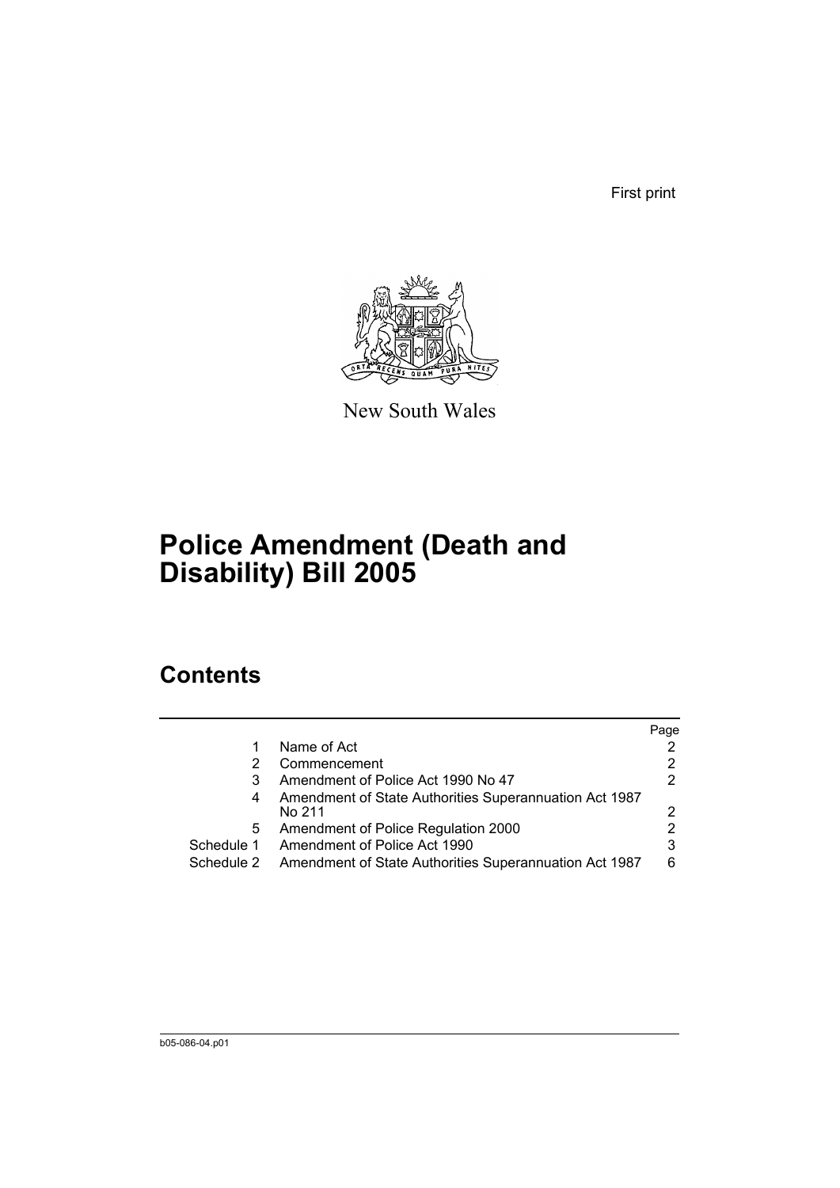First print

New South Wales

# Police Amendment (Death and Disability) Bill 2005

## Contents

| | | Page |
|---|---|---|
| 1 | Name of Act | 2 |
| 2 | Commencement | 2 |
| 3 | Amendment of Police Act 1990 No 47 | 2 |
| 4 | Amendment of State Authorities Superannuation Act 1987 No 211 | 2 |
| 5 | Amendment of Police Regulation 2000 | 2 |
| Schedule 1 | Amendment of Police Act 1990 | 3 |
| Schedule 2 | Amendment of State Authorities Superannuation Act 1987 | 6 |

b05-086-04.p01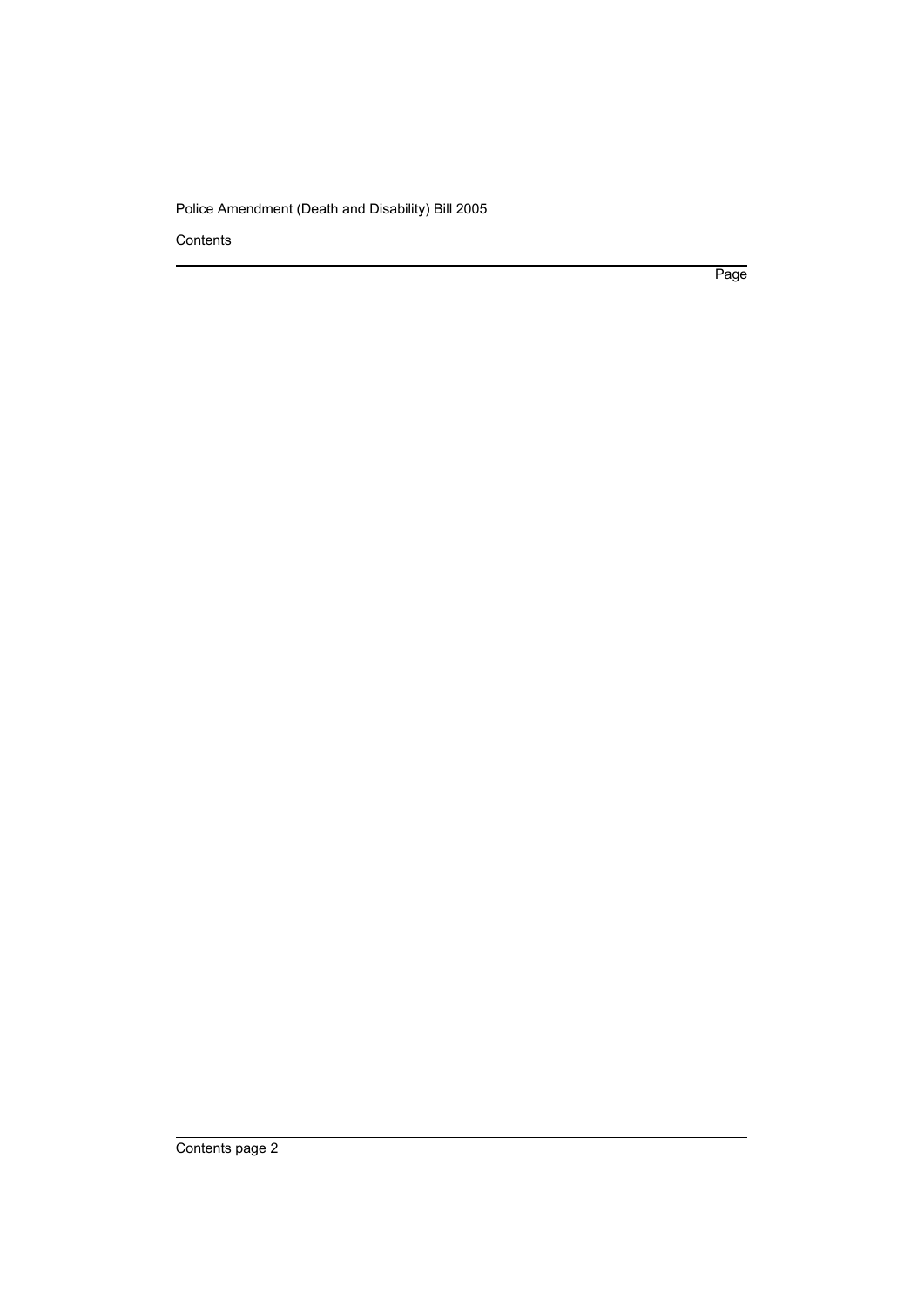Contents

Page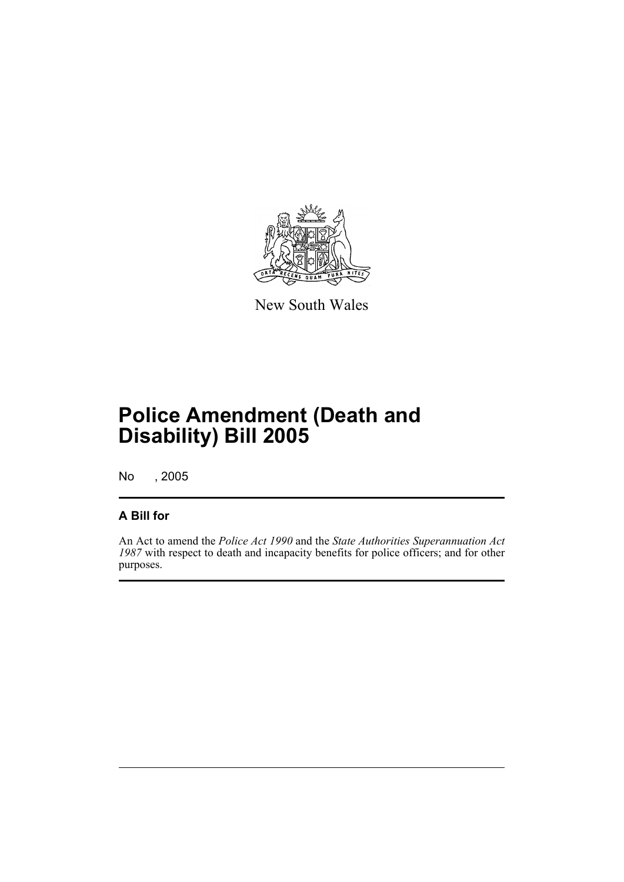New South Wales

# Police Amendment (Death and Disability) Bill 2005

No , 2005

## A Bill for

An Act to amend the *Police Act 1990* and the *State Authorities Superannuation Act 1987* with respect to death and incapacity benefits for police officers; and for other purposes.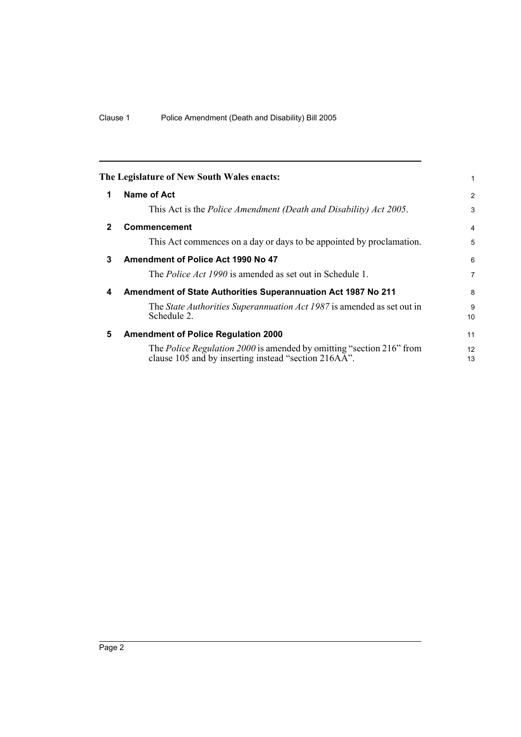The Legislature of New South Wales enacts:

## 1 Name of Act

This Act is the *Police Amendment (Death and Disability) Act 2005*.

## 2 Commencement

This Act commences on a day or days to be appointed by proclamation.

## 3 Amendment of Police Act 1990 No 47

The *Police Act 1990* is amended as set out in Schedule 1.

## 4 Amendment of State Authorities Superannuation Act 1987 No 211

The *State Authorities Superannuation Act 1987* is amended as set out in Schedule 2.

## 5 Amendment of Police Regulation 2000

The *Police Regulation 2000* is amended by omitting "section 216" from clause 105 and by inserting instead "section 216AA".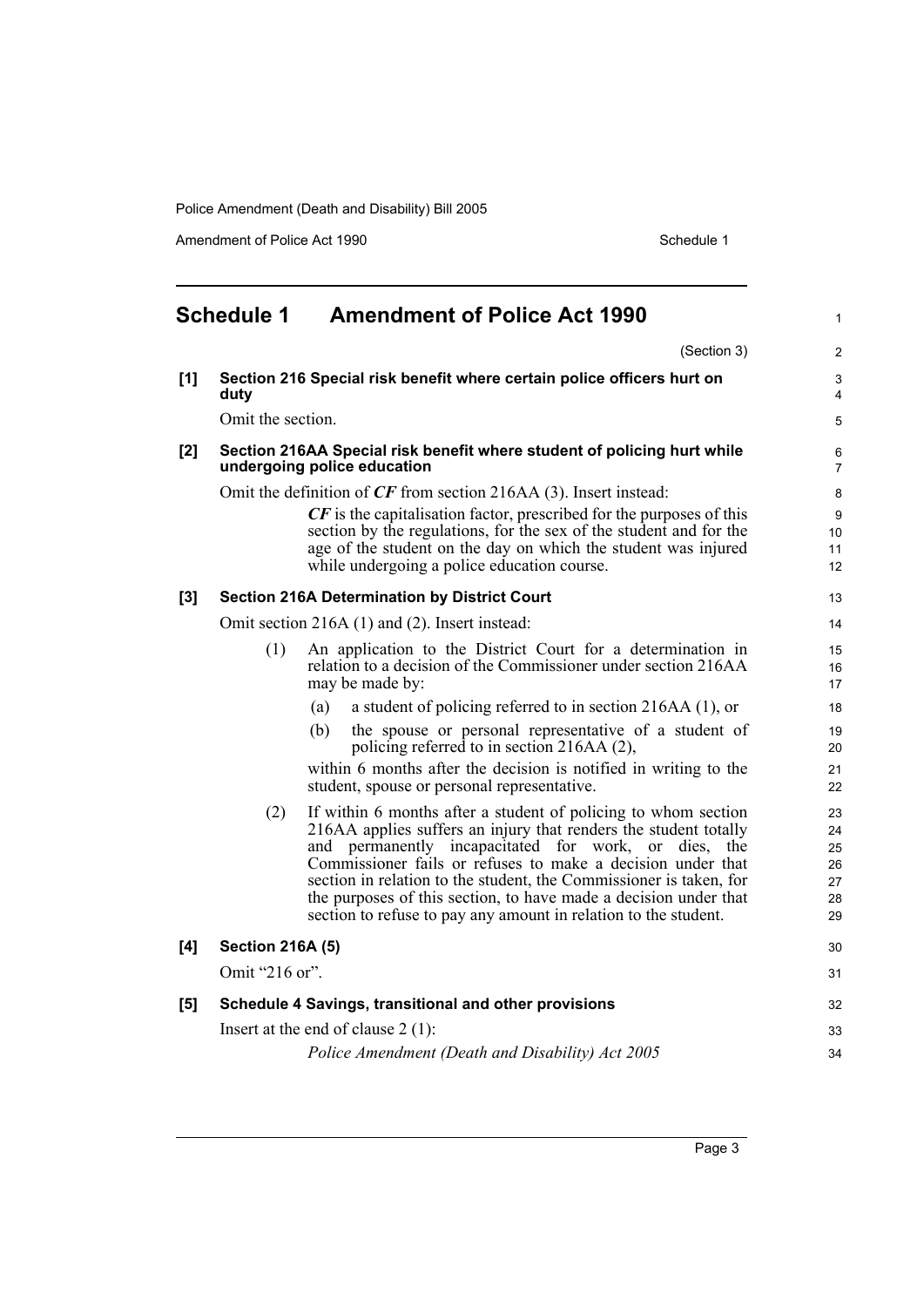## Schedule 1 Amendment of Police Act 1990

(Section 3)

**[1] Section 216 Special risk benefit where certain police officers hurt on duty**

Omit the section.

**[2] Section 216AA Special risk benefit where student of policing hurt while undergoing police education**

Omit the definition of ***CF*** from section 216AA (3). Insert instead:

> ***CF*** is the capitalisation factor, prescribed for the purposes of this section by the regulations, for the sex of the student and for the age of the student on the day on which the student was injured while undergoing a police education course.

**[3] Section 216A Determination by District Court**

Omit section 216A (1) and (2). Insert instead:

> (1) An application to the District Court for a determination in relation to a decision of the Commissioner under section 216AA may be made by:
>
> (a) a student of policing referred to in section 216AA (1), or
>
> (b) the spouse or personal representative of a student of policing referred to in section 216AA (2),
>
> within 6 months after the decision is notified in writing to the student, spouse or personal representative.
>
> (2) If within 6 months after a student of policing to whom section 216AA applies suffers an injury that renders the student totally and permanently incapacitated for work, or dies, the Commissioner fails or refuses to make a decision under that section in relation to the student, the Commissioner is taken, for the purposes of this section, to have made a decision under that section to refuse to pay any amount in relation to the student.

**[4] Section 216A (5)**

Omit "216 or".

**[5] Schedule 4 Savings, transitional and other provisions**

Insert at the end of clause 2 (1):

> *Police Amendment (Death and Disability) Act 2005*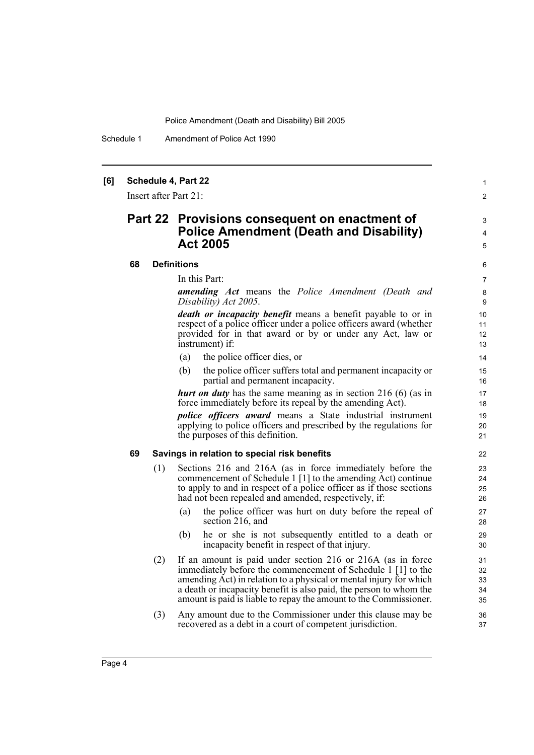**[6] Schedule 4, Part 22**

Insert after Part 21:

## Part 22 Provisions consequent on enactment of Police Amendment (Death and Disability) Act 2005

### 68 Definitions

In this Part:

***amending Act*** means the *Police Amendment (Death and Disability) Act 2005*.

***death or incapacity benefit*** means a benefit payable to or in respect of a police officer under a police officers award (whether provided for in that award or by or under any Act, law or instrument) if:

(a) the police officer dies, or

(b) the police officer suffers total and permanent incapacity or partial and permanent incapacity.

***hurt on duty*** has the same meaning as in section 216 (6) (as in force immediately before its repeal by the amending Act).

***police officers award*** means a State industrial instrument applying to police officers and prescribed by the regulations for the purposes of this definition.

### 69 Savings in relation to special risk benefits

(1) Sections 216 and 216A (as in force immediately before the commencement of Schedule 1 [1] to the amending Act) continue to apply to and in respect of a police officer as if those sections had not been repealed and amended, respectively, if:

(a) the police officer was hurt on duty before the repeal of section 216, and

(b) he or she is not subsequently entitled to a death or incapacity benefit in respect of that injury.

(2) If an amount is paid under section 216 or 216A (as in force immediately before the commencement of Schedule 1 [1] to the amending Act) in relation to a physical or mental injury for which a death or incapacity benefit is also paid, the person to whom the amount is paid is liable to repay the amount to the Commissioner.

(3) Any amount due to the Commissioner under this clause may be recovered as a debt in a court of competent jurisdiction.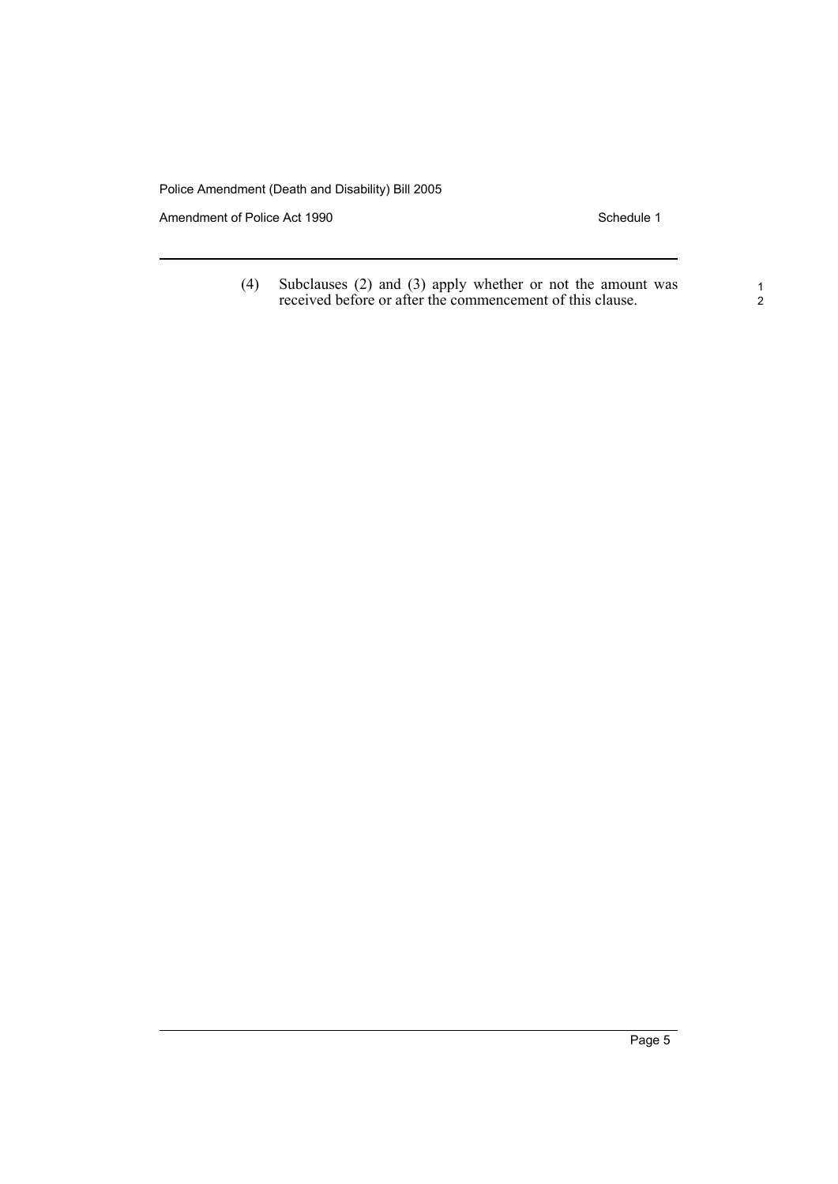(4) Subclauses (2) and (3) apply whether or not the amount was received before or after the commencement of this clause.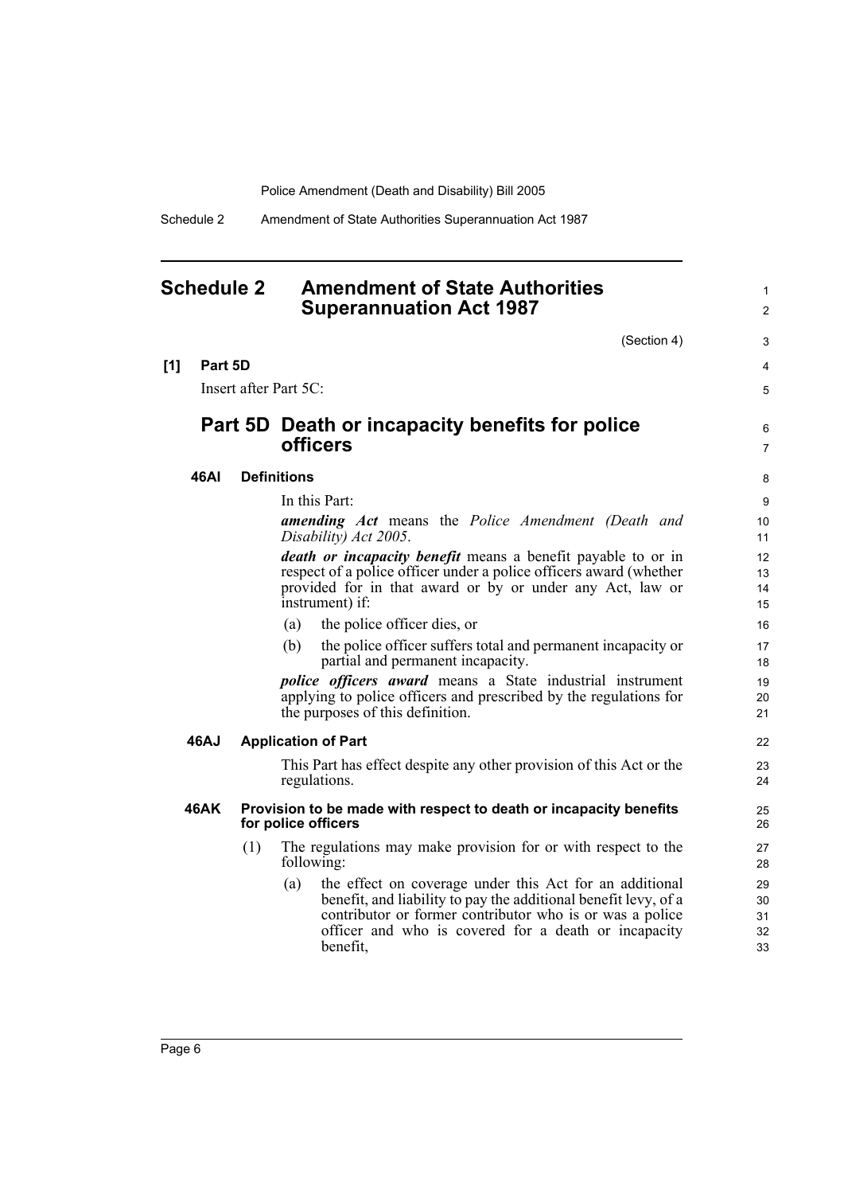## Schedule 2 Amendment of State Authorities Superannuation Act 1987

(Section 4)

**[1] Part 5D**

Insert after Part 5C:

### Part 5D Death or incapacity benefits for police officers

**46AI Definitions**

In this Part:

***amending Act*** means the *Police Amendment (Death and Disability) Act 2005*.

***death or incapacity benefit*** means a benefit payable to or in respect of a police officer under a police officers award (whether provided for in that award or by or under any Act, law or instrument) if:

(a) the police officer dies, or

(b) the police officer suffers total and permanent incapacity or partial and permanent incapacity.

***police officers award*** means a State industrial instrument applying to police officers and prescribed by the regulations for the purposes of this definition.

**46AJ Application of Part**

This Part has effect despite any other provision of this Act or the regulations.

**46AK Provision to be made with respect to death or incapacity benefits for police officers**

(1) The regulations may make provision for or with respect to the following:

(a) the effect on coverage under this Act for an additional benefit, and liability to pay the additional benefit levy, of a contributor or former contributor who is or was a police officer and who is covered for a death or incapacity benefit,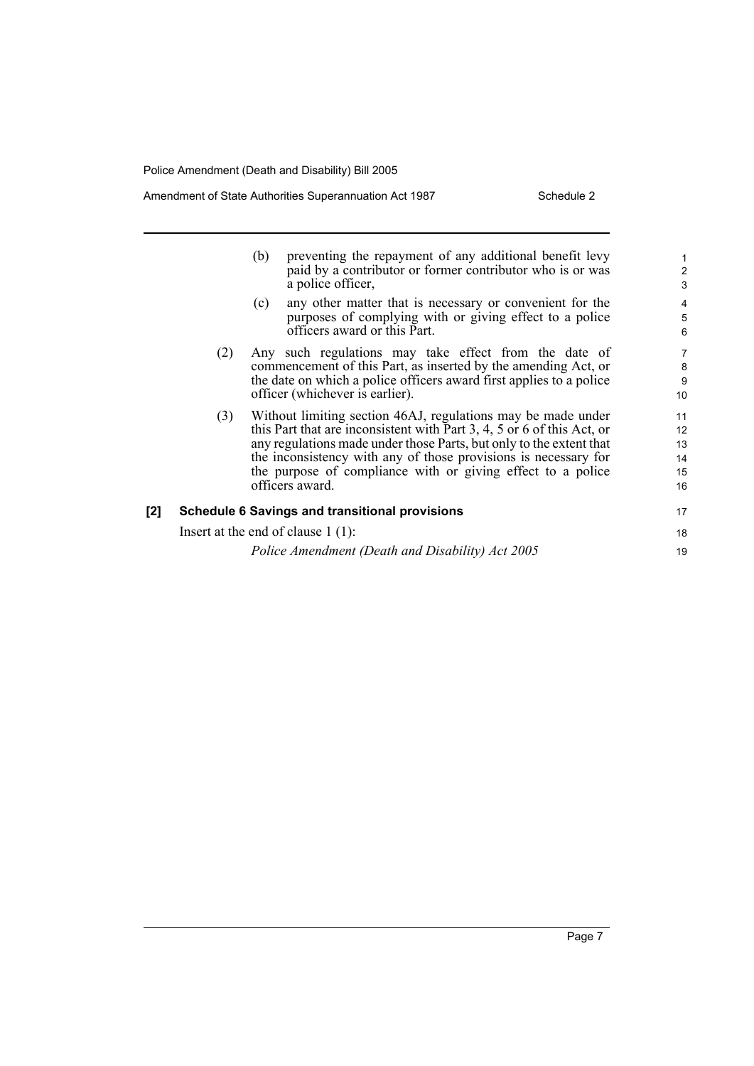(b) preventing the repayment of any additional benefit levy paid by a contributor or former contributor who is or was a police officer,

(c) any other matter that is necessary or convenient for the purposes of complying with or giving effect to a police officers award or this Part.

(2) Any such regulations may take effect from the date of commencement of this Part, as inserted by the amending Act, or the date on which a police officers award first applies to a police officer (whichever is earlier).

(3) Without limiting section 46AJ, regulations may be made under this Part that are inconsistent with Part 3, 4, 5 or 6 of this Act, or any regulations made under those Parts, but only to the extent that the inconsistency with any of those provisions is necessary for the purpose of compliance with or giving effect to a police officers award.

**[2] Schedule 6 Savings and transitional provisions**

Insert at the end of clause 1 (1):

*Police Amendment (Death and Disability) Act 2005*